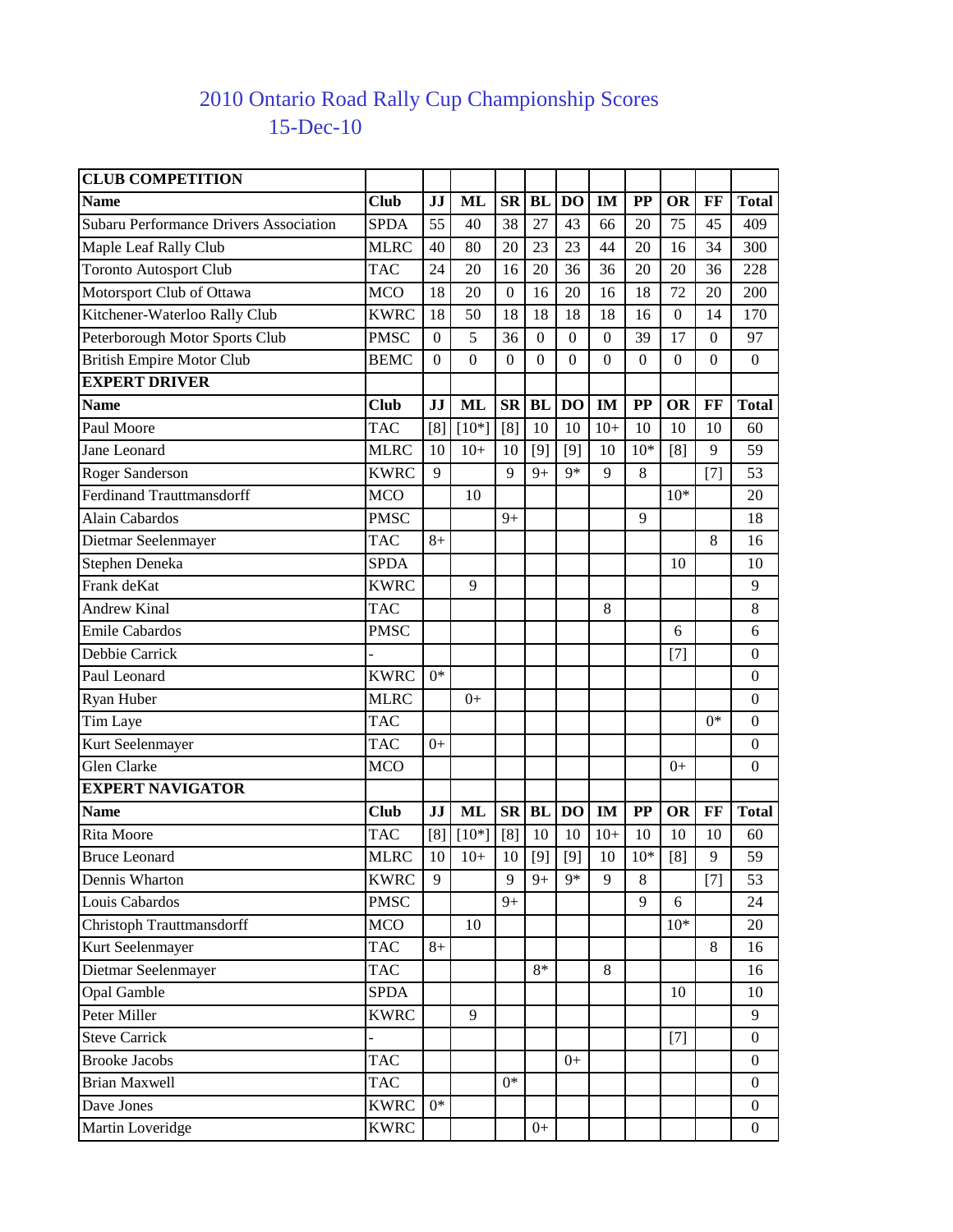# 2010 Ontario Road Rally Cup Championship Scores

15-Dec-10

| CLUB COMPETITION | | | | | | | | | | | |
|---|---|---|---|---|---|---|---|---|---|---|---|
| **Name** | **Club** | **JJ** | **ML** | **SR** | **BL** | **DO** | **IM** | **PP** | **OR** | **FF** | **Total** |
| Subaru Performance Drivers Association | SPDA | 55 | 40 | 38 | 27 | 43 | 66 | 20 | 75 | 45 | 409 |
| Maple Leaf Rally Club | MLRC | 40 | 80 | 20 | 23 | 23 | 44 | 20 | 16 | 34 | 300 |
| Toronto Autosport Club | TAC | 24 | 20 | 16 | 20 | 36 | 36 | 20 | 20 | 36 | 228 |
| Motorsport Club of Ottawa | MCO | 18 | 20 | 0 | 16 | 20 | 16 | 18 | 72 | 20 | 200 |
| Kitchener-Waterloo Rally Club | KWRC | 18 | 50 | 18 | 18 | 18 | 18 | 16 | 0 | 14 | 170 |
| Peterborough Motor Sports Club | PMSC | 0 | 5 | 36 | 0 | 0 | 0 | 39 | 17 | 0 | 97 |
| British Empire Motor Club | BEMC | 0 | 0 | 0 | 0 | 0 | 0 | 0 | 0 | 0 | 0 |
| **EXPERT DRIVER** | | | | | | | | | | | |
| **Name** | **Club** | **JJ** | **ML** | **SR** | **BL** | **DO** | **IM** | **PP** | **OR** | **FF** | **Total** |
| Paul Moore | TAC | [8] | [10*] | [8] | 10 | 10 | 10+ | 10 | 10 | 10 | 60 |
| Jane Leonard | MLRC | 10 | 10+ | 10 | [9] | [9] | 10 | 10* | [8] | 9 | 59 |
| Roger Sanderson | KWRC | 9 | | 9 | 9+ | 9* | 9 | 8 | | [7] | 53 |
| Ferdinand Trauttmansdorff | MCO | | 10 | | | | | | 10* | | 20 |
| Alain Cabardos | PMSC | | | 9+ | | | | 9 | | | 18 |
| Dietmar Seelenmayer | TAC | 8+ | | | | | | | | 8 | 16 |
| Stephen Deneka | SPDA | | | | | | | | 10 | | 10 |
| Frank deKat | KWRC | | 9 | | | | | | | | 9 |
| Andrew Kinal | TAC | | | | | | 8 | | | | 8 |
| Emile Cabardos | PMSC | | | | | | | | 6 | | 6 |
| Debbie Carrick | - | | | | | | | | [7] | | 0 |
| Paul Leonard | KWRC | 0* | | | | | | | | | 0 |
| Ryan Huber | MLRC | | 0+ | | | | | | | | 0 |
| Tim Laye | TAC | | | | | | | | | 0* | 0 |
| Kurt Seelenmayer | TAC | 0+ | | | | | | | | | 0 |
| Glen Clarke | MCO | | | | | | | | 0+ | | 0 |
| **EXPERT NAVIGATOR** | | | | | | | | | | | |
| **Name** | **Club** | **JJ** | **ML** | **SR** | **BL** | **DO** | **IM** | **PP** | **OR** | **FF** | **Total** |
| Rita Moore | TAC | [8] | [10*] | [8] | 10 | 10 | 10+ | 10 | 10 | 10 | 60 |
| Bruce Leonard | MLRC | 10 | 10+ | 10 | [9] | [9] | 10 | 10* | [8] | 9 | 59 |
| Dennis Wharton | KWRC | 9 | | 9 | 9+ | 9* | 9 | 8 | | [7] | 53 |
| Louis Cabardos | PMSC | | | 9+ | | | | 9 | 6 | | 24 |
| Christoph Trauttmansdorff | MCO | | 10 | | | | | | 10* | | 20 |
| Kurt Seelenmayer | TAC | 8+ | | | | | | | | 8 | 16 |
| Dietmar Seelenmayer | TAC | | | | 8* | | 8 | | | | 16 |
| Opal Gamble | SPDA | | | | | | | | 10 | | 10 |
| Peter Miller | KWRC | | 9 | | | | | | | | 9 |
| Steve Carrick | - | | | | | | | | [7] | | 0 |
| Brooke Jacobs | TAC | | | | | 0+ | | | | | 0 |
| Brian Maxwell | TAC | | | 0* | | | | | | | 0 |
| Dave Jones | KWRC | 0* | | | | | | | | | 0 |
| Martin Loveridge | KWRC | | | | 0+ | | | | | | 0 |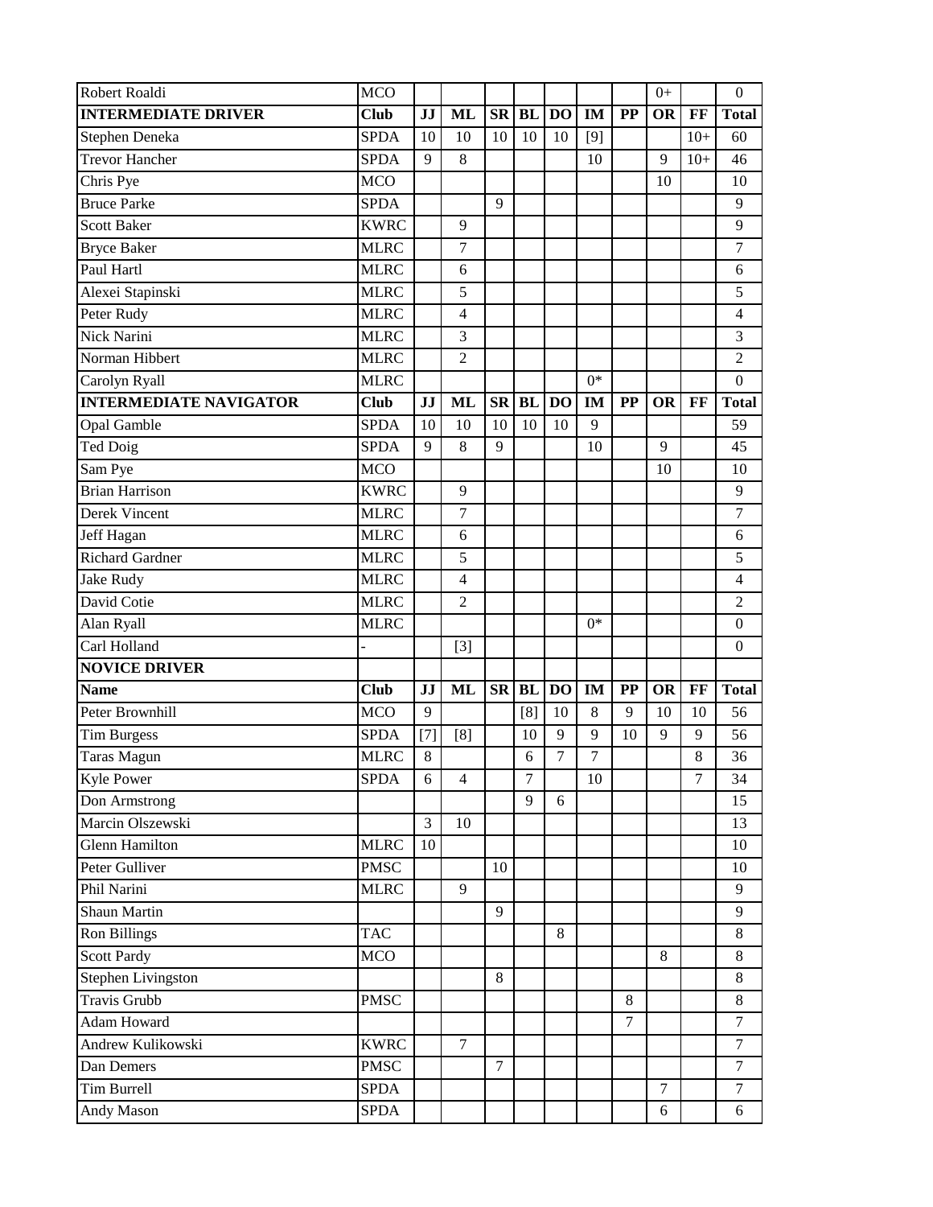| Robert Roaldi | MCO | | | | | | | | 0+ | | 0 |
|---|---|---|---|---|---|---|---|---|---|---|---|
| **INTERMEDIATE DRIVER** | **Club** | **JJ** | **ML** | **SR** | **BL** | **DO** | **IM** | **PP** | **OR** | **FF** | **Total** |
| Stephen Deneka | SPDA | 10 | 10 | 10 | 10 | 10 | [9] | | | 10+ | 60 |
| Trevor Hancher | SPDA | 9 | 8 | | | | 10 | | 9 | 10+ | 46 |
| Chris Pye | MCO | | | | | | | | 10 | | 10 |
| Bruce Parke | SPDA | | | 9 | | | | | | | 9 |
| Scott Baker | KWRC | | 9 | | | | | | | | 9 |
| Bryce Baker | MLRC | | 7 | | | | | | | | 7 |
| Paul Hartl | MLRC | | 6 | | | | | | | | 6 |
| Alexei Stapinski | MLRC | | 5 | | | | | | | | 5 |
| Peter Rudy | MLRC | | 4 | | | | | | | | 4 |
| Nick Narini | MLRC | | 3 | | | | | | | | 3 |
| Norman Hibbert | MLRC | | 2 | | | | | | | | 2 |
| Carolyn Ryall | MLRC | | | | | | 0* | | | | 0 |
| **INTERMEDIATE NAVIGATOR** | **Club** | **JJ** | **ML** | **SR** | **BL** | **DO** | **IM** | **PP** | **OR** | **FF** | **Total** |
| Opal Gamble | SPDA | 10 | 10 | 10 | 10 | 10 | 9 | | | | 59 |
| Ted Doig | SPDA | 9 | 8 | 9 | | | 10 | | 9 | | 45 |
| Sam Pye | MCO | | | | | | | | 10 | | 10 |
| Brian Harrison | KWRC | | 9 | | | | | | | | 9 |
| Derek Vincent | MLRC | | 7 | | | | | | | | 7 |
| Jeff Hagan | MLRC | | 6 | | | | | | | | 6 |
| Richard Gardner | MLRC | | 5 | | | | | | | | 5 |
| Jake Rudy | MLRC | | 4 | | | | | | | | 4 |
| David Cotie | MLRC | | 2 | | | | | | | | 2 |
| Alan Ryall | MLRC | | | | | | 0* | | | | 0 |
| Carl Holland | - | | [3] | | | | | | | | 0 |
| **NOVICE DRIVER** | | | | | | | | | | | |
| **Name** | **Club** | **JJ** | **ML** | **SR** | **BL** | **DO** | **IM** | **PP** | **OR** | **FF** | **Total** |
| Peter Brownhill | MCO | 9 | | | [8] | 10 | 8 | 9 | 10 | 10 | 56 |
| Tim Burgess | SPDA | [7] | [8] | | 10 | 9 | 9 | 10 | 9 | 9 | 56 |
| Taras Magun | MLRC | 8 | | | 6 | 7 | 7 | | | 8 | 36 |
| Kyle Power | SPDA | 6 | 4 | | 7 | | 10 | | | 7 | 34 |
| Don Armstrong | | | | | 9 | 6 | | | | | 15 |
| Marcin Olszewski | | 3 | 10 | | | | | | | | 13 |
| Glenn Hamilton | MLRC | 10 | | | | | | | | | 10 |
| Peter Gulliver | PMSC | | | 10 | | | | | | | 10 |
| Phil Narini | MLRC | | 9 | | | | | | | | 9 |
| Shaun Martin | | | | 9 | | | | | | | 9 |
| Ron Billings | TAC | | | | | 8 | | | | | 8 |
| Scott Pardy | MCO | | | | | | | | 8 | | 8 |
| Stephen Livingston | | | | 8 | | | | | | | 8 |
| Travis Grubb | PMSC | | | | | | | 8 | | | 8 |
| Adam Howard | | | | | | | | 7 | | | 7 |
| Andrew Kulikowski | KWRC | | 7 | | | | | | | | 7 |
| Dan Demers | PMSC | | | 7 | | | | | | | 7 |
| Tim Burrell | SPDA | | | | | | | | 7 | | 7 |
| Andy Mason | SPDA | | | | | | | | 6 | | 6 |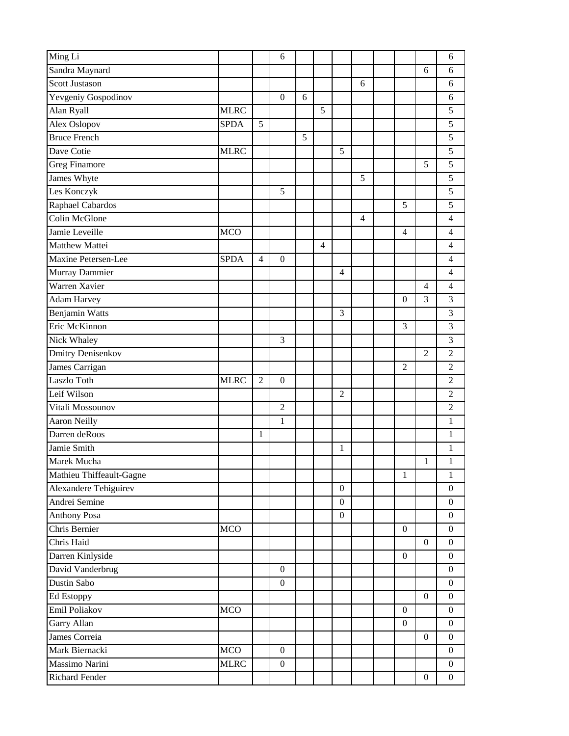| | | | | | | | | | | | |
|---|---|---|---|---|---|---|---|---|---|---|---|
| Ming Li | | | 6 | | | | | | | | 6 |
| Sandra Maynard | | | | | | | | | | 6 | 6 |
| Scott Justason | | | | | | | 6 | | | | 6 |
| Yevgeniy Gospodinov | | | 0 | 6 | | | | | | | 6 |
| Alan Ryall | MLRC | | | | 5 | | | | | | 5 |
| Alex Oslopov | SPDA | 5 | | | | | | | | | 5 |
| Bruce French | | | | 5 | | | | | | | 5 |
| Dave Cotie | MLRC | | | | | 5 | | | | | 5 |
| Greg Finamore | | | | | | | | | | 5 | 5 |
| James Whyte | | | | | | | 5 | | | | 5 |
| Les Konczyk | | | 5 | | | | | | | | 5 |
| Raphael Cabardos | | | | | | | | | 5 | | 5 |
| Colin McGlone | | | | | | | 4 | | | | 4 |
| Jamie Leveille | MCO | | | | | | | | 4 | | 4 |
| Matthew Mattei | | | | | 4 | | | | | | 4 |
| Maxine Petersen-Lee | SPDA | 4 | 0 | | | | | | | | 4 |
| Murray Dammier | | | | | | 4 | | | | | 4 |
| Warren Xavier | | | | | | | | | | 4 | 4 |
| Adam Harvey | | | | | | | | | 0 | 3 | 3 |
| Benjamin Watts | | | | | | 3 | | | | | 3 |
| Eric McKinnon | | | | | | | | | 3 | | 3 |
| Nick Whaley | | | 3 | | | | | | | | 3 |
| Dmitry Denisenkov | | | | | | | | | | 2 | 2 |
| James Carrigan | | | | | | | | | 2 | | 2 |
| Laszlo Toth | MLRC | 2 | 0 | | | | | | | | 2 |
| Leif Wilson | | | | | | 2 | | | | | 2 |
| Vitali Mossounov | | | 2 | | | | | | | | 2 |
| Aaron Neilly | | | 1 | | | | | | | | 1 |
| Darren deRoos | | 1 | | | | | | | | | 1 |
| Jamie Smith | | | | | | 1 | | | | | 1 |
| Marek Mucha | | | | | | | | | | 1 | 1 |
| Mathieu Thiffeault-Gagne | | | | | | | | | 1 | | 1 |
| Alexandere Tehiguirev | | | | | | 0 | | | | | 0 |
| Andrei Semine | | | | | | 0 | | | | | 0 |
| Anthony Posa | | | | | | 0 | | | | | 0 |
| Chris Bernier | MCO | | | | | | | | 0 | | 0 |
| Chris Haid | | | | | | | | | | 0 | 0 |
| Darren Kinlyside | | | | | | | | | 0 | | 0 |
| David Vanderbrug | | | 0 | | | | | | | | 0 |
| Dustin Sabo | | | 0 | | | | | | | | 0 |
| Ed Estoppy | | | | | | | | | | 0 | 0 |
| Emil Poliakov | MCO | | | | | | | | 0 | | 0 |
| Garry Allan | | | | | | | | | 0 | | 0 |
| James Correia | | | | | | | | | | 0 | 0 |
| Mark Biernacki | MCO | | 0 | | | | | | | | 0 |
| Massimo Narini | MLRC | | 0 | | | | | | | | 0 |
| Richard Fender | | | | | | | | | | 0 | 0 |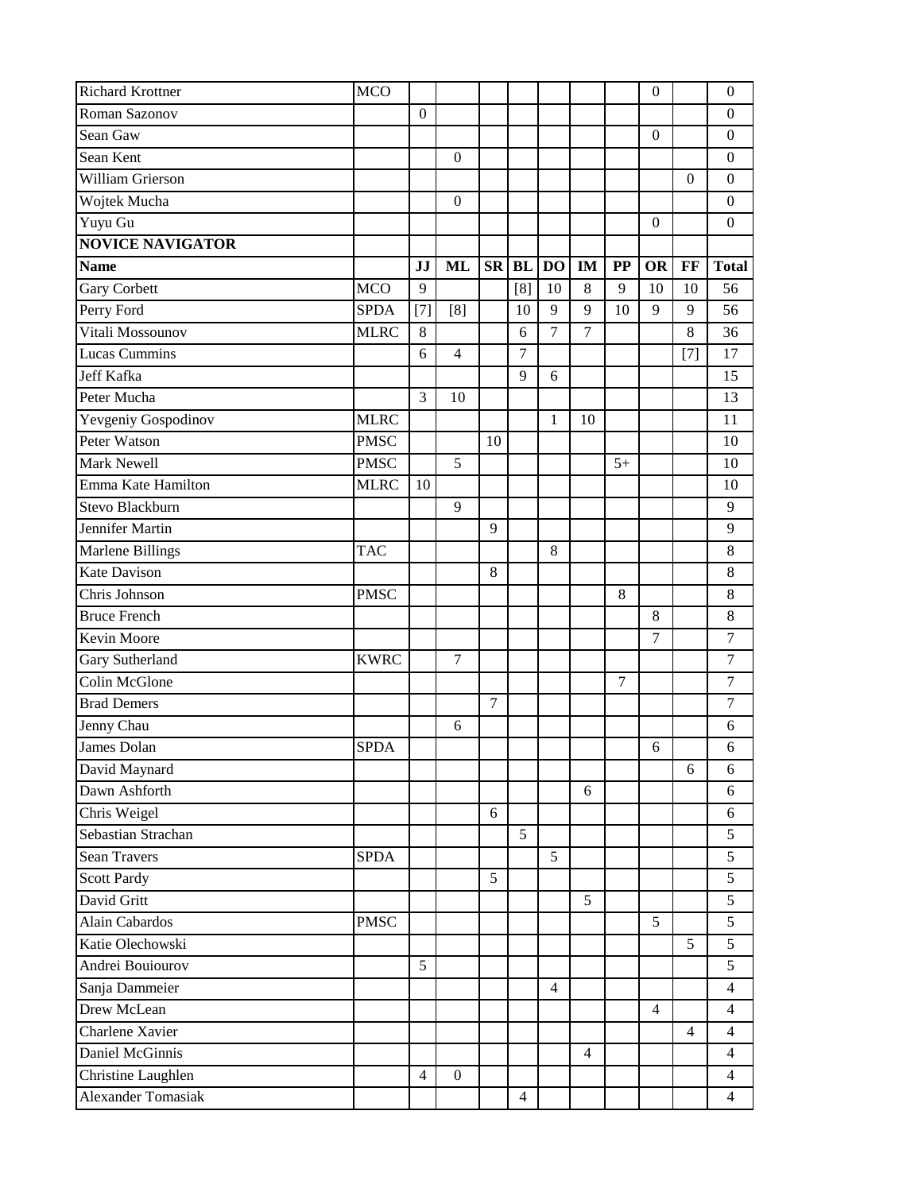| | | | | | | | | | | | |
|---|---|---|---|---|---|---|---|---|---|---|---|
| Richard Krottner | MCO | | | | | | | | 0 | | 0 |
| Roman Sazonov | | 0 | | | | | | | | | 0 |
| Sean Gaw | | | | | | | | | 0 | | 0 |
| Sean Kent | | | 0 | | | | | | | | 0 |
| William Grierson | | | | | | | | | | 0 | 0 |
| Wojtek Mucha | | | 0 | | | | | | | | 0 |
| Yuyu Gu | | | | | | | | | 0 | | 0 |
| **NOVICE NAVIGATOR** | | | | | | | | | | | |
| **Name** | | **JJ** | **ML** | **SR** | **BL** | **DO** | **IM** | **PP** | **OR** | **FF** | **Total** |
| Gary Corbett | MCO | 9 | | | [8] | 10 | 8 | 9 | 10 | 10 | 56 |
| Perry Ford | SPDA | [7] | [8] | | 10 | 9 | 9 | 10 | 9 | 9 | 56 |
| Vitali Mossounov | MLRC | 8 | | | 6 | 7 | 7 | | | 8 | 36 |
| Lucas Cummins | | 6 | 4 | | 7 | | | | | [7] | 17 |
| Jeff Kafka | | | | | 9 | 6 | | | | | 15 |
| Peter Mucha | | 3 | 10 | | | | | | | | 13 |
| Yevgeniy Gospodinov | MLRC | | | | | 1 | 10 | | | | 11 |
| Peter Watson | PMSC | | | 10 | | | | | | | 10 |
| Mark Newell | PMSC | | 5 | | | | | 5+ | | | 10 |
| Emma Kate Hamilton | MLRC | 10 | | | | | | | | | 10 |
| Stevo Blackburn | | | 9 | | | | | | | | 9 |
| Jennifer Martin | | | | 9 | | | | | | | 9 |
| Marlene Billings | TAC | | | | | 8 | | | | | 8 |
| Kate Davison | | | | 8 | | | | | | | 8 |
| Chris Johnson | PMSC | | | | | | | 8 | | | 8 |
| Bruce French | | | | | | | | | 8 | | 8 |
| Kevin Moore | | | | | | | | | 7 | | 7 |
| Gary Sutherland | KWRC | | 7 | | | | | | | | 7 |
| Colin McGlone | | | | | | | | 7 | | | 7 |
| Brad Demers | | | | 7 | | | | | | | 7 |
| Jenny Chau | | | 6 | | | | | | | | 6 |
| James Dolan | SPDA | | | | | | | | 6 | | 6 |
| David Maynard | | | | | | | | | | 6 | 6 |
| Dawn Ashforth | | | | | | | 6 | | | | 6 |
| Chris Weigel | | | | 6 | | | | | | | 6 |
| Sebastian Strachan | | | | | 5 | | | | | | 5 |
| Sean Travers | SPDA | | | | | 5 | | | | | 5 |
| Scott Pardy | | | | 5 | | | | | | | 5 |
| David Gritt | | | | | | | 5 | | | | 5 |
| Alain Cabardos | PMSC | | | | | | | | 5 | | 5 |
| Katie Olechowski | | | | | | | | | | 5 | 5 |
| Andrei Bouiourov | | 5 | | | | | | | | | 5 |
| Sanja Dammeier | | | | | | 4 | | | | | 4 |
| Drew McLean | | | | | | | | | 4 | | 4 |
| Charlene Xavier | | | | | | | | | | 4 | 4 |
| Daniel McGinnis | | | | | | | 4 | | | | 4 |
| Christine Laughlen | | 4 | 0 | | | | | | | | 4 |
| Alexander Tomasiak | | | | | 4 | | | | | | 4 |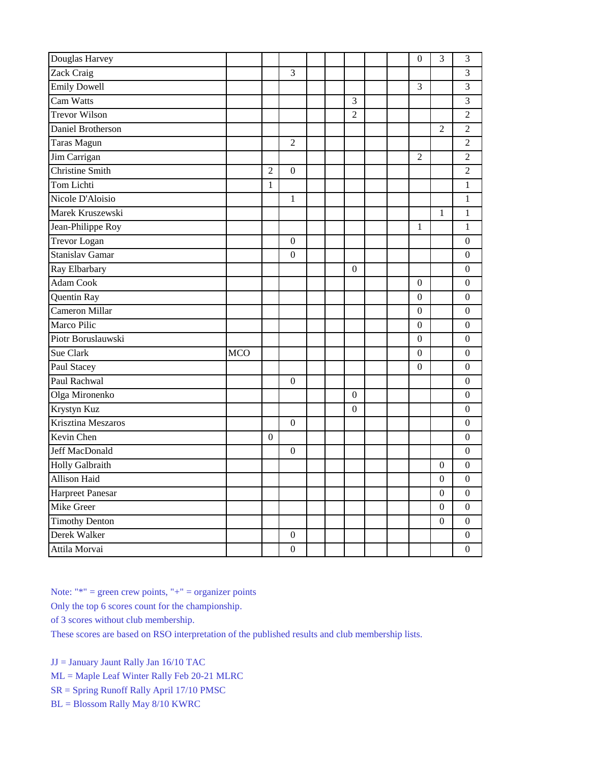| | | | | | | | | | | | |
|---|---|---|---|---|---|---|---|---|---|---|---|
| Douglas Harvey | | | | | | | | | 0 | 3 | 3 |
| Zack Craig | | | 3 | | | | | | | | 3 |
| Emily Dowell | | | | | | | | | 3 | | 3 |
| Cam Watts | | | | | | 3 | | | | | 3 |
| Trevor Wilson | | | | | | 2 | | | | | 2 |
| Daniel Brotherson | | | | | | | | | | 2 | 2 |
| Taras Magun | | | 2 | | | | | | | | 2 |
| Jim Carrigan | | | | | | | | | 2 | | 2 |
| Christine Smith | | 2 | 0 | | | | | | | | 2 |
| Tom Lichti | | 1 | | | | | | | | | 1 |
| Nicole D'Aloisio | | | 1 | | | | | | | | 1 |
| Marek Kruszewski | | | | | | | | | | 1 | 1 |
| Jean-Philippe Roy | | | | | | | | | 1 | | 1 |
| Trevor Logan | | | 0 | | | | | | | | 0 |
| Stanislav Gamar | | | 0 | | | | | | | | 0 |
| Ray Elbarbary | | | | | | 0 | | | | | 0 |
| Adam Cook | | | | | | | | | 0 | | 0 |
| Quentin Ray | | | | | | | | | 0 | | 0 |
| Cameron Millar | | | | | | | | | 0 | | 0 |
| Marco Pilic | | | | | | | | | 0 | | 0 |
| Piotr Boruslauwski | | | | | | | | | 0 | | 0 |
| Sue Clark | MCO | | | | | | | | 0 | | 0 |
| Paul Stacey | | | | | | | | | 0 | | 0 |
| Paul Rachwal | | | 0 | | | | | | | | 0 |
| Olga Mironenko | | | | | | 0 | | | | | 0 |
| Krystyn Kuz | | | | | | 0 | | | | | 0 |
| Krisztina Meszaros | | | 0 | | | | | | | | 0 |
| Kevin Chen | | 0 | | | | | | | | | 0 |
| Jeff MacDonald | | | 0 | | | | | | | | 0 |
| Holly Galbraith | | | | | | | | | | 0 | 0 |
| Allison Haid | | | | | | | | | | 0 | 0 |
| Harpreet Panesar | | | | | | | | | | 0 | 0 |
| Mike Greer | | | | | | | | | | 0 | 0 |
| Timothy Denton | | | | | | | | | | 0 | 0 |
| Derek Walker | | | 0 | | | | | | | | 0 |
| Attila Morvai | | | 0 | | | | | | | | 0 |

Note: "*" = green crew points, "+" = organizer points

Only the top 6 scores count for the championship.

of 3 scores without club membership.

These scores are based on RSO interpretation of the published results and club membership lists.

JJ = January Jaunt Rally Jan 16/10 TAC

ML = Maple Leaf Winter Rally Feb 20-21 MLRC

SR = Spring Runoff Rally April 17/10 PMSC

BL = Blossom Rally May 8/10 KWRC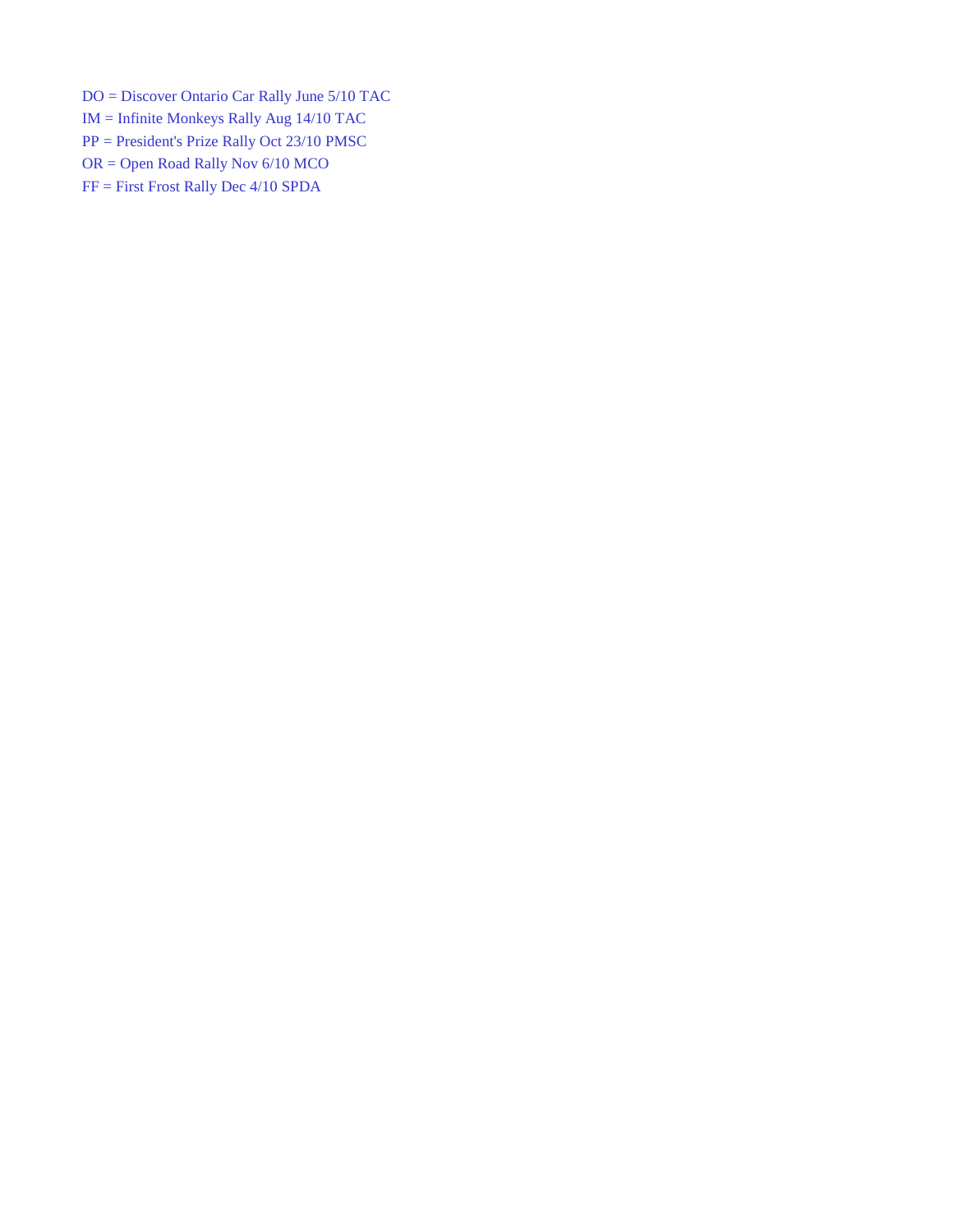DO = Discover Ontario Car Rally June 5/10 TAC
IM = Infinite Monkeys Rally Aug 14/10 TAC
PP = President's Prize Rally Oct 23/10 PMSC
OR = Open Road Rally Nov 6/10 MCO
FF = First Frost Rally Dec 4/10 SPDA